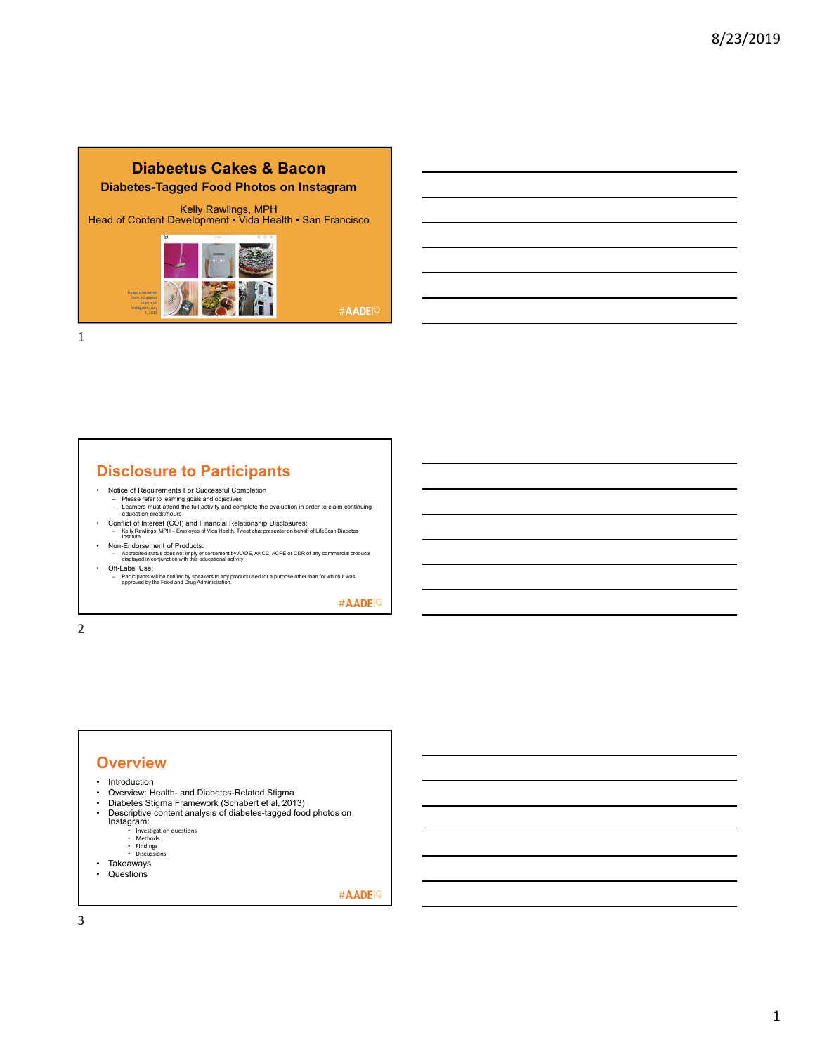# Diabeetus Cakes & Bacon

## Diabetes-Tagged Food Photos on Instagram

Kelly Rawlings, MPH
Head of Content Development • Vida Health • San Francisco

Images retrieved from #diabetes search on Instagram, July 7, 2018

#AADE19

## Disclosure to Participants

- Notice of Requirements For Successful Completion
  - Please refer to learning goals and objectives
  - Learners must attend the full activity and complete the evaluation in order to claim continuing education credit/hours
- Conflict of Interest (COI) and Financial Relationship Disclosures:
  - Kelly Rawlings: MPH – Employee of Vida Health, Tweet chat presenter on behalf of LifeScan Diabetes Institute
- Non-Endorsement of Products:
  - Accredited status does not imply endorsement by AADE, ANCC, ACPE or CDR of any commercial products displayed in conjunction with this educational activity
- Off-Label Use:
  - Participants will be notified by speakers to any product used for a purpose other than for which it was approved by the Food and Drug Administration.

#AADE19

## Overview

- Introduction
- Overview: Health- and Diabetes-Related Stigma
- Diabetes Stigma Framework (Schabert et al, 2013)
- Descriptive content analysis of diabetes-tagged food photos on Instagram:
  - Investigation questions
  - Methods
  - Findings
  - Discussions
- Takeaways
- Questions

#AADE19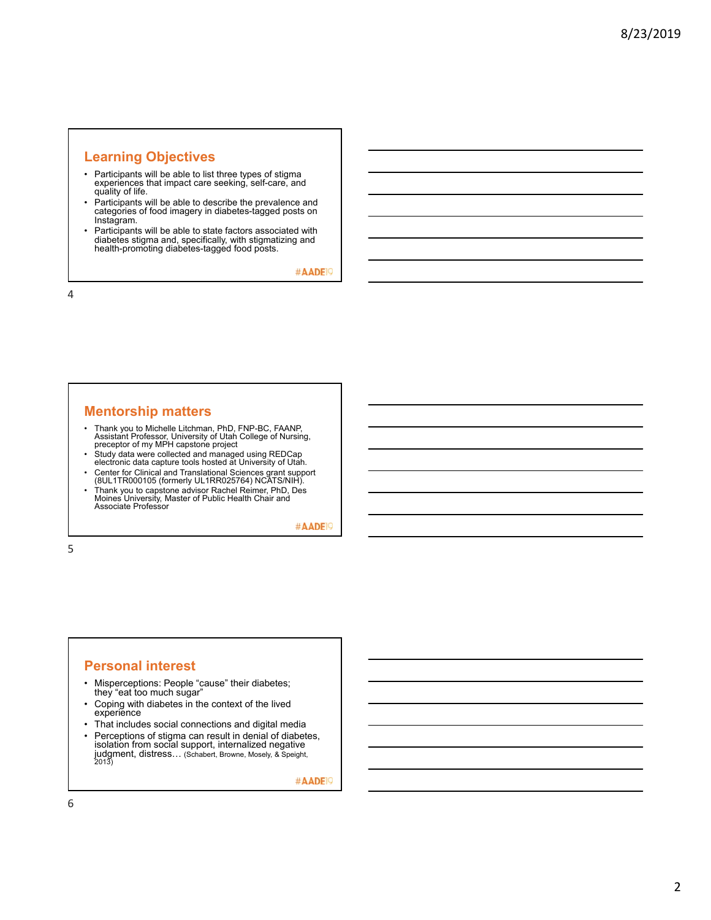## Learning Objectives

- Participants will be able to list three types of stigma experiences that impact care seeking, self-care, and quality of life.
- Participants will be able to describe the prevalence and categories of food imagery in diabetes-tagged posts on Instagram.
- Participants will be able to state factors associated with diabetes stigma and, specifically, with stigmatizing and health-promoting diabetes-tagged food posts.

#AADE19

## Mentorship matters

- Thank you to Michelle Litchman, PhD, FNP-BC, FAANP, Assistant Professor, University of Utah College of Nursing, preceptor of my MPH capstone project
- Study data were collected and managed using REDCap electronic data capture tools hosted at University of Utah.
- Center for Clinical and Translational Sciences grant support (8UL1TR000105 (formerly UL1RR025764) NCATS/NIH).
- Thank you to capstone advisor Rachel Reimer, PhD, Des Moines University, Master of Public Health Chair and Associate Professor

#AADE19

## Personal interest

- Misperceptions: People "cause" their diabetes; they "eat too much sugar"
- Coping with diabetes in the context of the lived experience
- That includes social connections and digital media
- Perceptions of stigma can result in denial of diabetes, isolation from social support, internalized negative judgment, distress… (Schabert, Browne, Mosely, & Speight, 2013)

#AADE19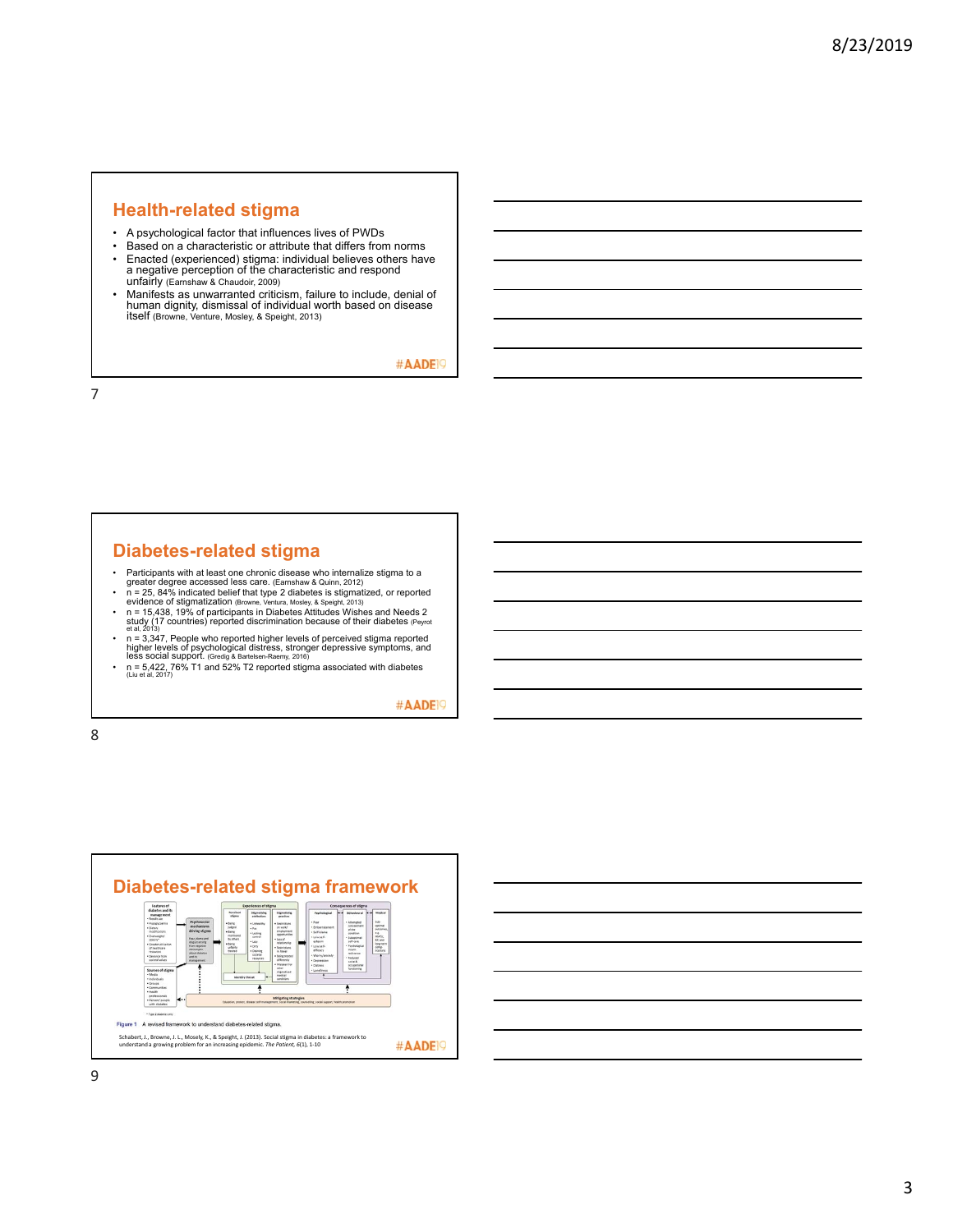## Health-related stigma

- A psychological factor that influences lives of PWDs
- Based on a characteristic or attribute that differs from norms
- Enacted (experienced) stigma: individual believes others have a negative perception of the characteristic and respond unfairly (Earnshaw & Chaudoir, 2009)
- Manifests as unwarranted criticism, failure to include, denial of human dignity, dismissal of individual worth based on disease itself (Browne, Venture, Mosley, & Speight, 2013)

#AADE19

## Diabetes-related stigma

- Participants with at least one chronic disease who internalize stigma to a greater degree accessed less care. (Earnshaw & Quinn, 2012)
- n = 25, 84% indicated belief that type 2 diabetes is stigmatized, or reported evidence of stigmatization (Browne, Ventura, Mosley, & Speight, 2013)
- n = 15,438, 19% of participants in Diabetes Attitudes Wishes and Needs 2 study (17 countries) reported discrimination because of their diabetes (Peyrot et al, 2013)
- n = 3,347, People who reported higher levels of perceived stigma reported higher levels of psychological distress, stronger depressive symptoms, and less social support. (Gredig & Bartelsen-Raemy, 2016)
- n = 5,422, 76% T1 and 52% T2 reported stigma associated with diabetes (Liu et al, 2017)

#AADE19

## Diabetes-related stigma framework

Figure 1 A revised framework to understand diabetes-related stigma.

Schabert, J., Browne, J. L., Mosely, K., & Speight, J. (2013). Social stigma in diabetes: a framework to understand a growing problem for an increasing epidemic. *The Patient, 6*(1), 1-10

#AADE19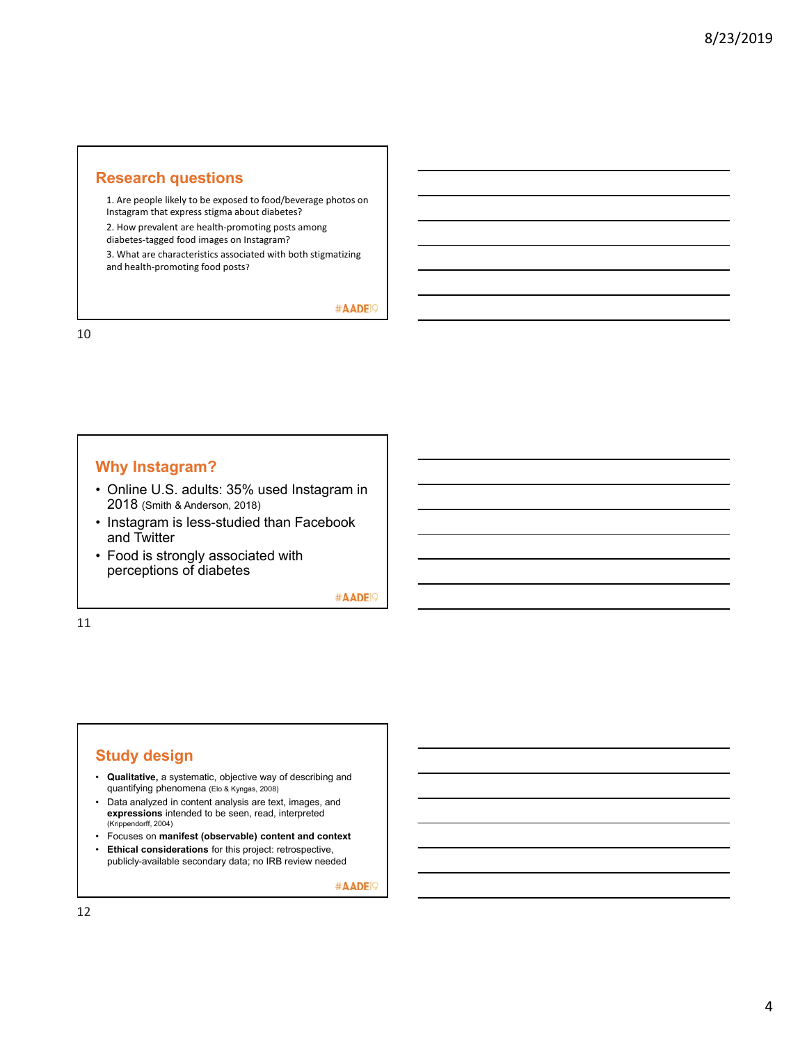## Research questions

1. Are people likely to be exposed to food/beverage photos on Instagram that express stigma about diabetes?
2. How prevalent are health-promoting posts among diabetes-tagged food images on Instagram?
3. What are characteristics associated with both stigmatizing and health-promoting food posts?

#AADE19

## Why Instagram?

- Online U.S. adults: 35% used Instagram in 2018 (Smith & Anderson, 2018)
- Instagram is less-studied than Facebook and Twitter
- Food is strongly associated with perceptions of diabetes

#AADE19

## Study design

- **Qualitative,** a systematic, objective way of describing and quantifying phenomena (Elo & Kyngas, 2008)
- Data analyzed in content analysis are text, images, and **expressions** intended to be seen, read, interpreted (Krippendorff, 2004)
- Focuses on **manifest (observable) content and context**
- **Ethical considerations** for this project: retrospective, publicly-available secondary data; no IRB review needed

#AADE19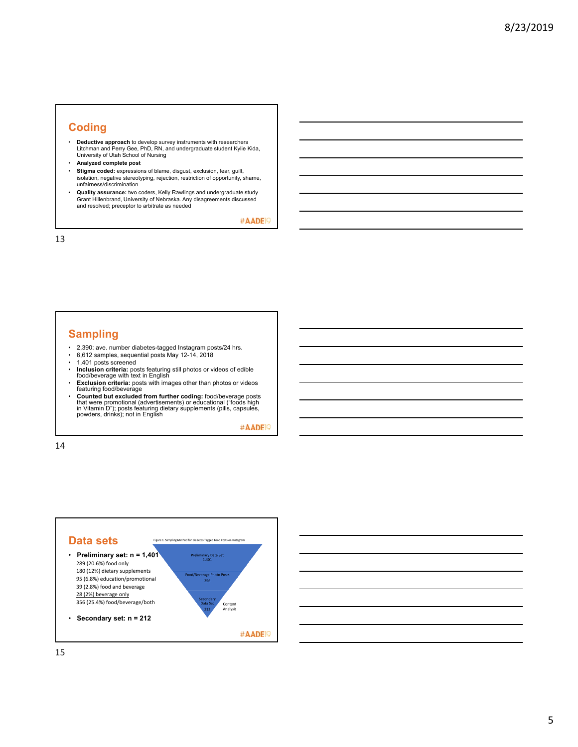## Coding

- **Deductive approach** to develop survey instruments with researchers Litchman and Perry Gee, PhD, RN, and undergraduate student Kylie Kida, University of Utah School of Nursing
- **Analyzed complete post**
- **Stigma coded:** expressions of blame, disgust, exclusion, fear, guilt, isolation, negative stereotyping, rejection, restriction of opportunity, shame, unfairness/discrimination
- **Quality assurance:** two coders, Kelly Rawlings and undergraduate study Grant Hillenbrand, University of Nebraska. Any disagreements discussed and resolved; preceptor to arbitrate as needed

#AADE19

## Sampling

- 2,390: ave. number diabetes-tagged Instagram posts/24 hrs.
- 6,612 samples, sequential posts May 12-14, 2018
- 1,401 posts screened
- **Inclusion criteria:** posts featuring still photos or videos of edible food/beverage with text in English
- **Exclusion criteria:** posts with images other than photos or videos featuring food/beverage
- **Counted but excluded from further coding:** food/beverage posts that were promotional (advertisements) or educational ("foods high in Vitamin D"); posts featuring dietary supplements (pills, capsules, powders, drinks); not in English

#AADE19

## Data sets

- **Preliminary set: n = 1,401**
  - 289 (20.6%) food only
  - 180 (12%) dietary supplements
  - 95 (6.8%) education/promotional
  - 39 (2.8%) food and beverage
  - <u>28 (2%) beverage only</u>
  - 356 (25.4%) food/beverage/both
- **Secondary set: n = 212**

Figure 1. Sampling Method for Diabetes-Tagged Food Posts on Instagram

Preliminary Data Set 1,401

Food/Beverage Photo Posts 356

Secondary Data Set 212

Content Analysis

#AADE19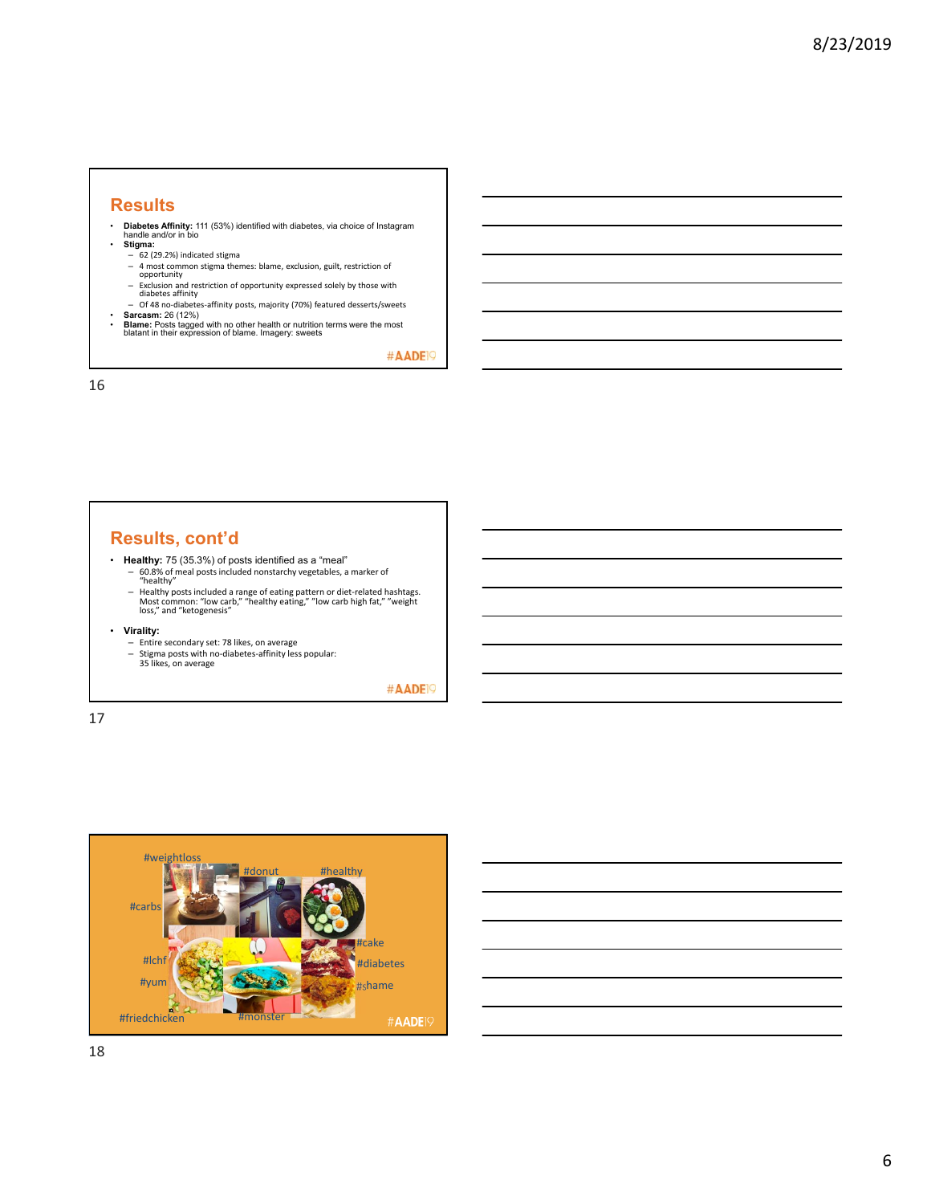## Results

- **Diabetes Affinity:** 111 (53%) identified with diabetes, via choice of Instagram handle and/or in bio
- **Stigma:**
  - 62 (29.2%) indicated stigma
  - 4 most common stigma themes: blame, exclusion, guilt, restriction of opportunity
  - Exclusion and restriction of opportunity expressed solely by those with diabetes affinity
  - Of 48 no-diabetes-affinity posts, majority (70%) featured desserts/sweets
- **Sarcasm:** 26 (12%)
- **Blame:** Posts tagged with no other health or nutrition terms were the most blatant in their expression of blame. Imagery: sweets

#AADE19

## Results, cont'd

- **Healthy:** 75 (35.3%) of posts identified as a "meal"
  - 60.8% of meal posts included nonstarchy vegetables, a marker of "healthy"
  - Healthy posts included a range of eating pattern or diet-related hashtags. Most common: "low carb," "healthy eating," "low carb high fat," "weight loss," and "ketogenesis"
- **Virality:**
  - Entire secondary set: 78 likes, on average
  - Stigma posts with no-diabetes-affinity less popular: 35 likes, on average

#AADE19

#weightloss #donut #healthy #carbs #cake #lchf #diabetes #yum #shame #friedchicken #monster

#AADE19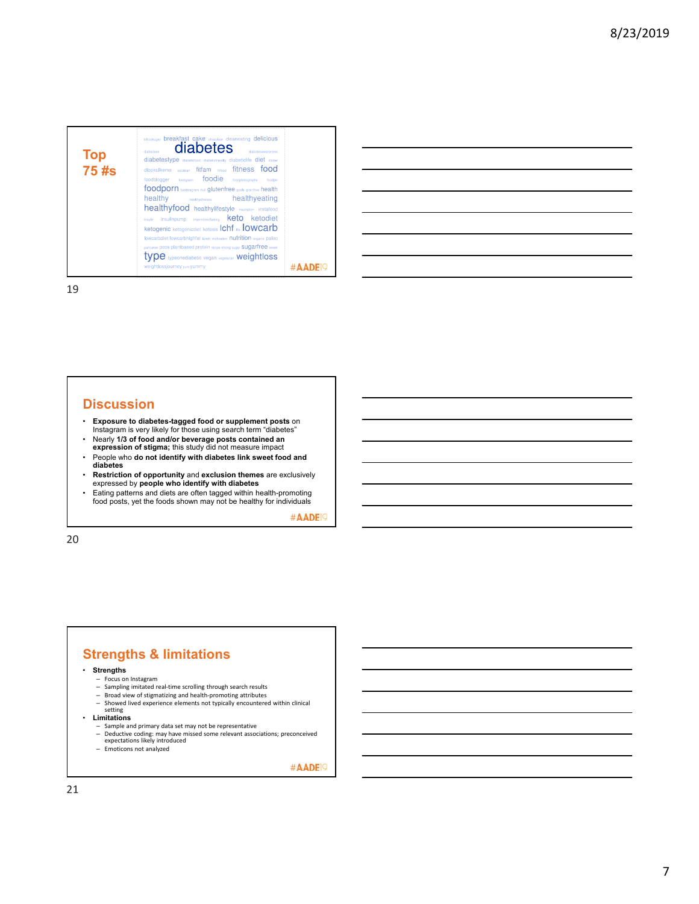## Top 75 #s

bitcoblogger breakfast cake chocolate cleaneating delicious diabetes diabetestype diabeticlife diet dinner dbooksikerne fitfam fitness food foodblogger foodie foodporn glutenfree health healthy healthyeating healthyfood healthylifestyle instafood insulin insulinpump keto ketodiet ketogenic ketogenicdiet ketosis lchf lowcarb lowcarbdiet lowcarbhighfat nutrition paleo plantbased protein sugarfree type typeonediabetic vegan weightloss weightlossjourney yummy

#AADE19

## Discussion

- **Exposure to diabetes-tagged food or supplement posts** on Instagram is very likely for those using search term "diabetes"
- Nearly **1/3 of food and/or beverage posts contained an expression of stigma;** this study did not measure impact
- People who **do not identify with diabetes link sweet food and diabetes**
- **Restriction of opportunity** and **exclusion themes** are exclusively expressed by **people who identify with diabetes**
- Eating patterns and diets are often tagged within health-promoting food posts, yet the foods shown may not be healthy for individuals

#AADE19

## Strengths & limitations

- **Strengths**
  - Focus on Instagram
  - Sampling imitated real-time scrolling through search results
  - Broad view of stigmatizing and health-promoting attributes
  - Showed lived experience elements not typically encountered within clinical setting
- **Limitations**
  - Sample and primary data set may not be representative
  - Deductive coding: may have missed some relevant associations; preconceived expectations likely introduced
  - Emoticons not analyzed

#AADE19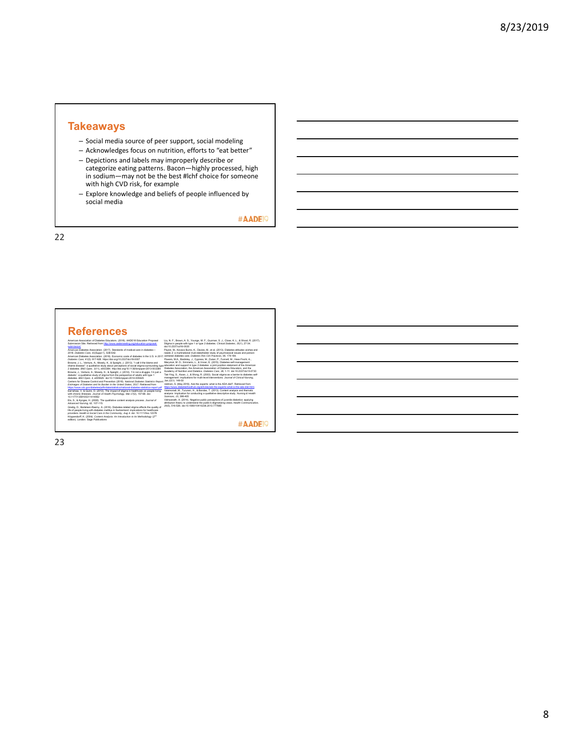## Takeaways

- Social media source of peer support, social modeling
- Acknowledges focus on nutrition, efforts to "eat better"
- Depictions and labels may improperly describe or categorize eating patterns. Bacon—highly processed, high in sodium—may not be the best #lchf choice for someone with high CVD risk, for example
- Explore knowledge and beliefs of people influenced by social media

#AADE19

## References

American Association of Diabetes Educators. (2018). AADE18 Education Proposal Submission Site. Retrieved from http://www.aademeeting.org/education-proposal-submission/

American Diabetes Association. (2017). Standards of medical care in diabetes—2018. *Diabetes Care, 41*(Suppl 1), S38-S42.

American Diabetes Association. (2018). Economic costs of diabetes in the U.S. in 2017. *Diabetes Care, 41*(5), 917-928. https://doi.org/10.2337/dci18-0007

Browne, J. L., Ventura, A., Mosely, K., & Speight, J. (2013). "I call it the blame and shame disease": a qualitative study about perceptions of social stigma surrounding type 2 diabetes. *BMJ Open, 3*(11), e003384. http://doi.org/10.1136/bmjopen-2013-003384

Browne, J., Ventura, A., Mosely, K., & Speight, J. (2014). 'I'm not a druggie, I'm just a diabetic': a qualitative study of stigma from the perspective of adults with type 1 diabetes. *BMJ Open, 4*, e005625. doi:10.1136/bmjopen-2014-005625

Centers for Disease Control and Prevention (2018). *National Diabetes Statistics Report: Estimates of Diabetes and Its Burden in the United States, 2017*. Retrieved from https://www.cdc.gov/diabetes/pdfs/data/statistics/national-diabetes-statistics-report.pdf

Earnshaw, V. & Quinn, D. (2012). The impact of stigma in healthcare on people living with chronic illnesses. *Journal of Health Psychology, Mar 17*(2), 157-68. doi: 10.1177/1359105311414952

Elo, S., & Kyngas, H. (2008). The qualitative content analysis process. *Journal of Advanced Nursing, 62*, 107-115.

Gredig, D., Bartelsen-Raemy, A. (2016). Diabetes-related stigma affects the quality of life of people living with diabetes mellitus in Switzerland: implications for healthcare providers. *Health & Social Care in the Community, Aug 4*. doi: 10.1111/hsc.12378

Krippendorff, K. (2004). *Content Analysis: An Introduction to its Methodology* (2nd edition). London: Sage Publications

Liu, N. F., Brown, A. S., Younge, M. F., Guzman, S. J., Close, K. L., & Wood, R. (2017). Stigma in people with type 1 or type 2 diabetes. *Clinical Diabetes, 35*(1), 27-34. doi:10.2337/cd16-0020

Peyrot, M., Kovacs Burns, K., Davies, M., et al (2013). Diabetes attitudes wishes and needs 2: a multinational multi-stakeholder study of psychosocial issues and person-centered diabetes care. *Diabetes Res Clin Practices, 99*, 174-184.

Powers, M.A., Bardsley, J., Cypress, M., Duker, P., Funnell, M., Hess Fischl, A., Maryniuk, M. D., Siminerio, L., & Vivian, E. (2015). Diabetes self-management education and support in type 2 diabetes: a joint position statement of the American Diabetes Association, the American Association of Diabetes Educators, and the Academy of Nutrition and Dietetics. *Diabetes Care, 38*, 1-11. doi:10.2337/dc15-0730

Tak-Ying, S., Kwan, J., & Wong, R. (2003). Social stigma as a barrier to diabetes self-management: implications for multi-level interventions. *Journal of Clinical Nursing, Jun 12*(1), 149-50.

Uelmen, S. (May 2018). Ask the experts: what is the ADA diet? Retrieved from https://www.diabetesfoodhub.org/articles/ask-the-experts-what-is-the-ada-diet.html

Vaismoradi, M., Turunen, H., & Bondas, T. (2013). Content analysis and thematic analysis: Implication for conducting a qualitative descriptive study. *Nursing & Health Sciences, 15*, 398-405.

Vishwanath, A. (2014). Negative public perceptions of juvenile diabetics: applying attribution theory to understand the public's stigmatizing views. *Health Communication, 29*(5), 516-526. doi:10.1080/10410236.2013.777685

#AADE19